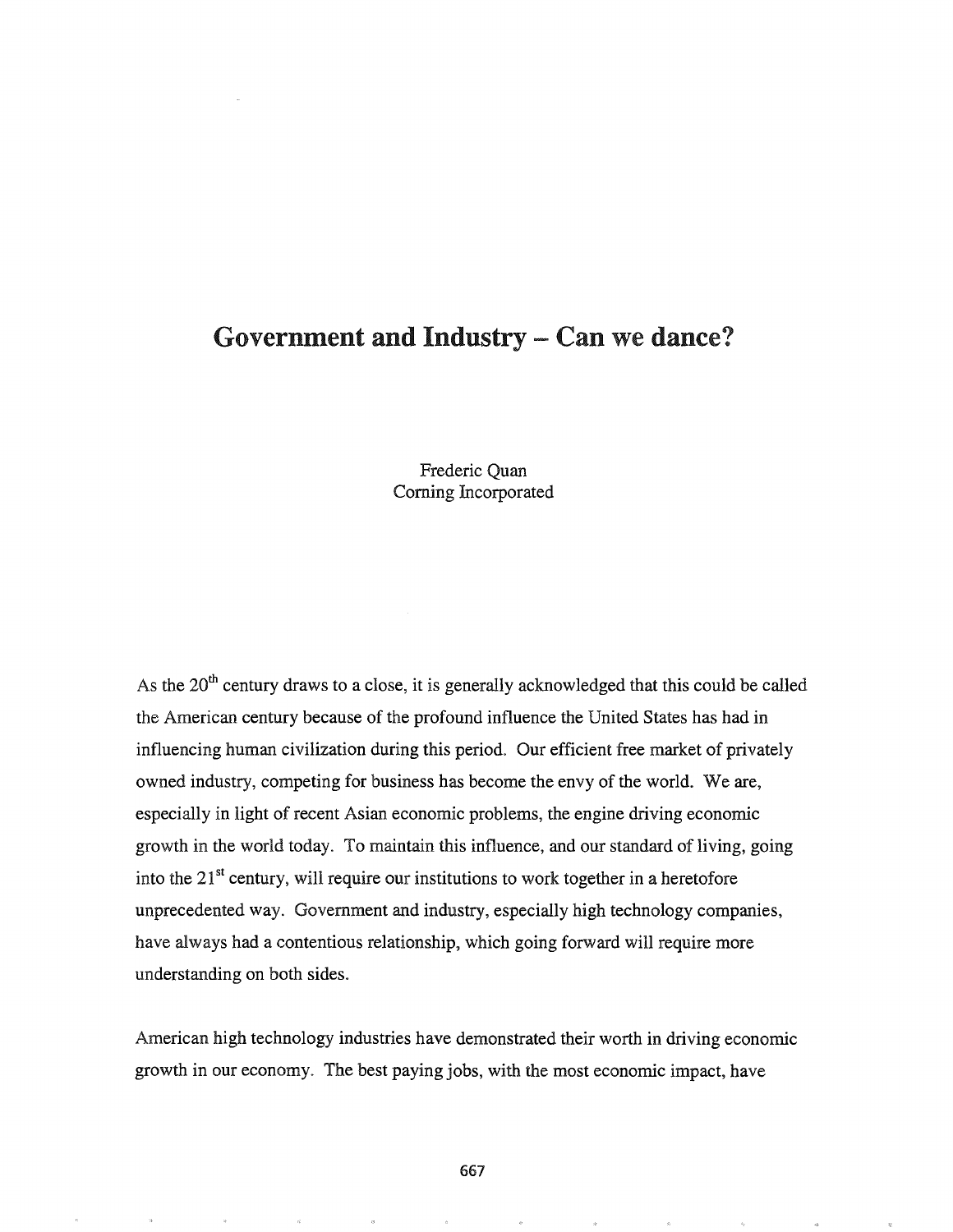# Government and Industry – Can we dance?

Frederic Quan
Corning Incorporated

As the 20th century draws to a close, it is generally acknowledged that this could be called the American century because of the profound influence the United States has had in influencing human civilization during this period. Our efficient free market of privately owned industry, competing for business has become the envy of the world. We are, especially in light of recent Asian economic problems, the engine driving economic growth in the world today. To maintain this influence, and our standard of living, going into the 21st century, will require our institutions to work together in a heretofore unprecedented way. Government and industry, especially high technology companies, have always had a contentious relationship, which going forward will require more understanding on both sides.

American high technology industries have demonstrated their worth in driving economic growth in our economy. The best paying jobs, with the most economic impact, have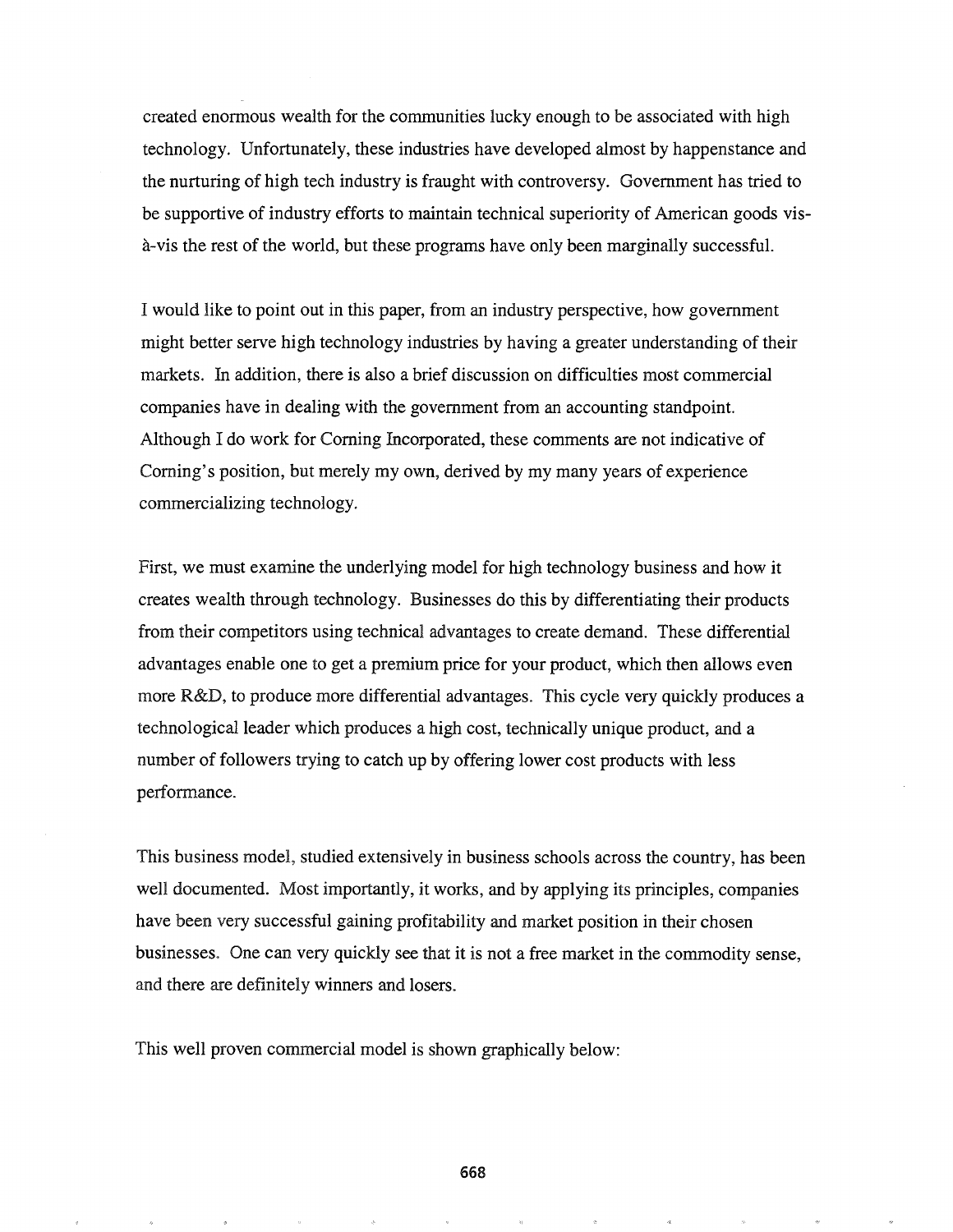created enormous wealth for the communities lucky enough to be associated with high technology. Unfortunately, these industries have developed almost by happenstance and the nurturing of high tech industry is fraught with controversy. Government has tried to be supportive of industry efforts to maintain technical superiority of American goods vis-à-vis the rest of the world, but these programs have only been marginally successful.

I would like to point out in this paper, from an industry perspective, how government might better serve high technology industries by having a greater understanding of their markets. In addition, there is also a brief discussion on difficulties most commercial companies have in dealing with the government from an accounting standpoint. Although I do work for Corning Incorporated, these comments are not indicative of Corning's position, but merely my own, derived by my many years of experience commercializing technology.

First, we must examine the underlying model for high technology business and how it creates wealth through technology. Businesses do this by differentiating their products from their competitors using technical advantages to create demand. These differential advantages enable one to get a premium price for your product, which then allows even more R&D, to produce more differential advantages. This cycle very quickly produces a technological leader which produces a high cost, technically unique product, and a number of followers trying to catch up by offering lower cost products with less performance.

This business model, studied extensively in business schools across the country, has been well documented. Most importantly, it works, and by applying its principles, companies have been very successful gaining profitability and market position in their chosen businesses. One can very quickly see that it is not a free market in the commodity sense, and there are definitely winners and losers.

This well proven commercial model is shown graphically below: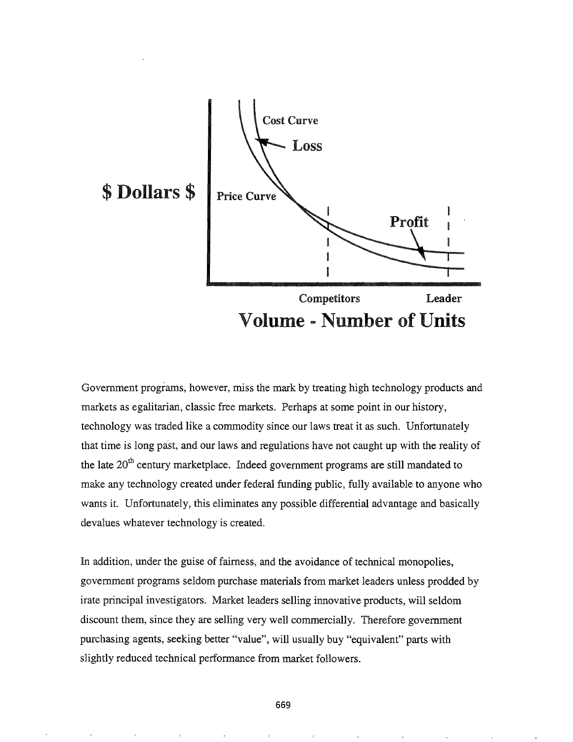Government programs, however, miss the mark by treating high technology products and markets as egalitarian, classic free markets. Perhaps at some point in our history, technology was traded like a commodity since our laws treat it as such. Unfortunately that time is long past, and our laws and regulations have not caught up with the reality of the late 20th century marketplace. Indeed government programs are still mandated to make any technology created under federal funding public, fully available to anyone who wants it. Unfortunately, this eliminates any possible differential advantage and basically devalues whatever technology is created.

In addition, under the guise of fairness, and the avoidance of technical monopolies, government programs seldom purchase materials from market leaders unless prodded by irate principal investigators. Market leaders selling innovative products, will seldom discount them, since they are selling very well commercially. Therefore government purchasing agents, seeking better "value", will usually buy "equivalent" parts with slightly reduced technical performance from market followers.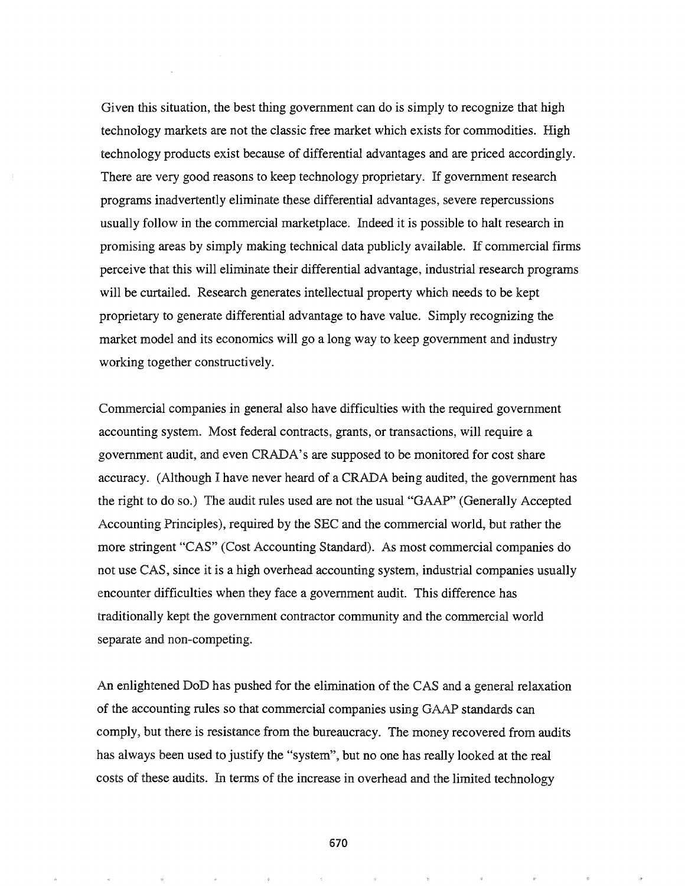Given this situation, the best thing government can do is simply to recognize that high technology markets are not the classic free market which exists for commodities. High technology products exist because of differential advantages and are priced accordingly. There are very good reasons to keep technology proprietary. If government research programs inadvertently eliminate these differential advantages, severe repercussions usually follow in the commercial marketplace. Indeed it is possible to halt research in promising areas by simply making technical data publicly available. If commercial firms perceive that this will eliminate their differential advantage, industrial research programs will be curtailed. Research generates intellectual property which needs to be kept proprietary to generate differential advantage to have value. Simply recognizing the market model and its economics will go a long way to keep government and industry working together constructively.

Commercial companies in general also have difficulties with the required government accounting system. Most federal contracts, grants, or transactions, will require a government audit, and even CRADA's are supposed to be monitored for cost share accuracy. (Although I have never heard of a CRADA being audited, the government has the right to do so.) The audit rules used are not the usual "GAAP" (Generally Accepted Accounting Principles), required by the SEC and the commercial world, but rather the more stringent "CAS" (Cost Accounting Standard). As most commercial companies do not use CAS, since it is a high overhead accounting system, industrial companies usually encounter difficulties when they face a government audit. This difference has traditionally kept the government contractor community and the commercial world separate and non-competing.

An enlightened DoD has pushed for the elimination of the CAS and a general relaxation of the accounting rules so that commercial companies using GAAP standards can comply, but there is resistance from the bureaucracy. The money recovered from audits has always been used to justify the "system", but no one has really looked at the real costs of these audits. In terms of the increase in overhead and the limited technology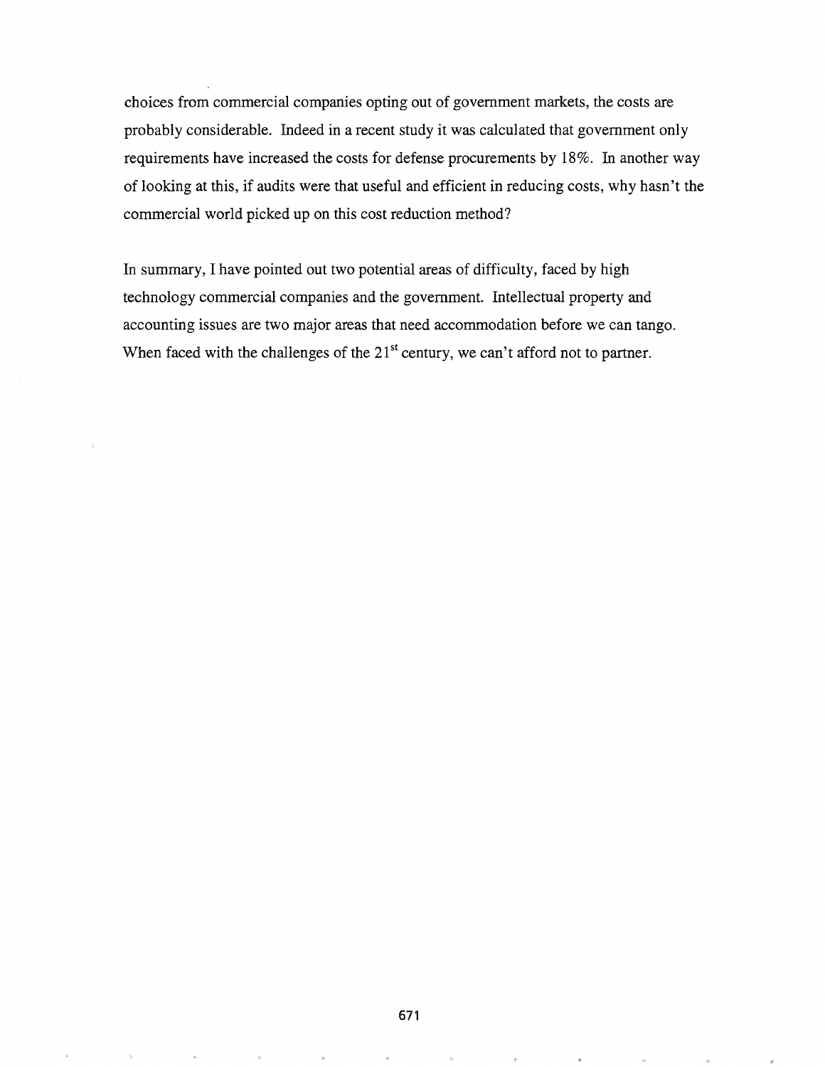choices from commercial companies opting out of government markets, the costs are probably considerable. Indeed in a recent study it was calculated that government only requirements have increased the costs for defense procurements by 18%. In another way of looking at this, if audits were that useful and efficient in reducing costs, why hasn't the commercial world picked up on this cost reduction method?

In summary, I have pointed out two potential areas of difficulty, faced by high technology commercial companies and the government. Intellectual property and accounting issues are two major areas that need accommodation before we can tango. When faced with the challenges of the 21st century, we can't afford not to partner.